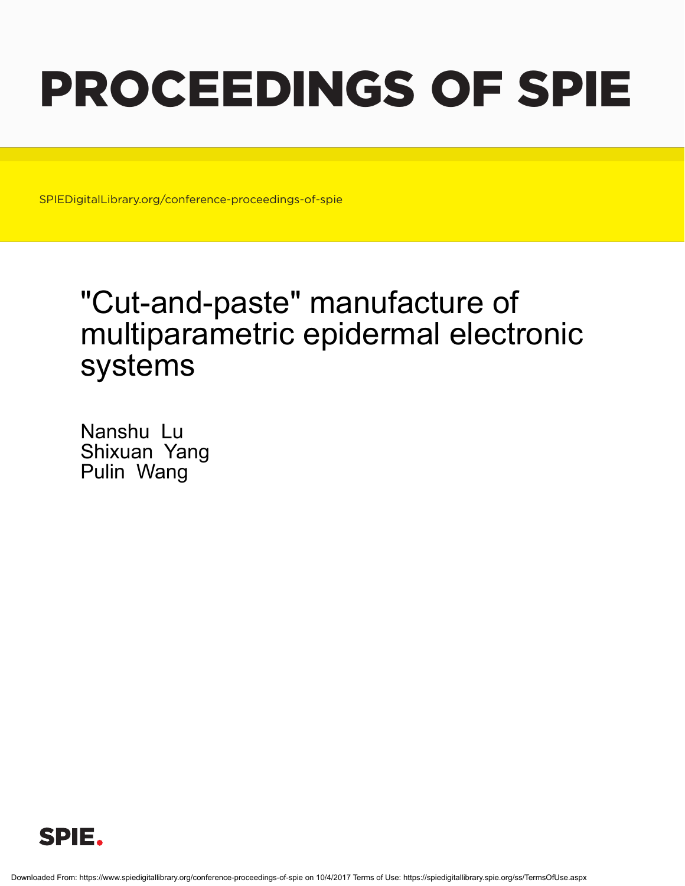# PROCEEDINGS OF SPIE

SPIEDigitalLibrary.org/conference-proceedings-of-spie

## "Cut-and-paste" manufacture of multiparametric epidermal electronic systems

Nanshu Lu
Shixuan Yang
Pulin Wang

SPIE.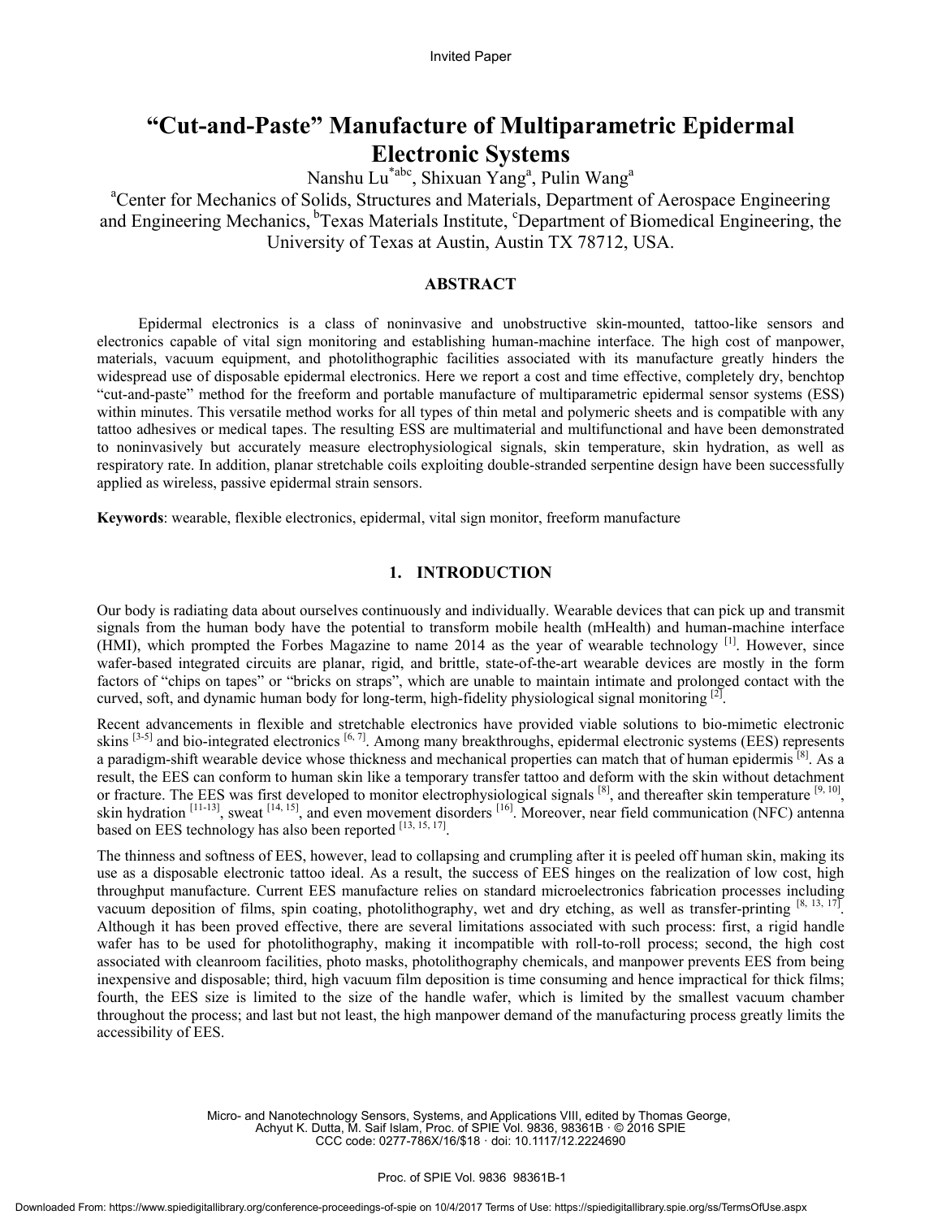Invited Paper

# "Cut-and-Paste" Manufacture of Multiparametric Epidermal Electronic Systems

Nanshu Lu[*abc], Shixuan Yang[a], Pulin Wang[a]

[a]Center for Mechanics of Solids, Structures and Materials, Department of Aerospace Engineering and Engineering Mechanics, [b]Texas Materials Institute, [c]Department of Biomedical Engineering, the University of Texas at Austin, Austin TX 78712, USA.

## ABSTRACT

Epidermal electronics is a class of noninvasive and unobstructive skin-mounted, tattoo-like sensors and electronics capable of vital sign monitoring and establishing human-machine interface. The high cost of manpower, materials, vacuum equipment, and photolithographic facilities associated with its manufacture greatly hinders the widespread use of disposable epidermal electronics. Here we report a cost and time effective, completely dry, benchtop "cut-and-paste" method for the freeform and portable manufacture of multiparametric epidermal sensor systems (ESS) within minutes. This versatile method works for all types of thin metal and polymeric sheets and is compatible with any tattoo adhesives or medical tapes. The resulting ESS are multimaterial and multifunctional and have been demonstrated to noninvasively but accurately measure electrophysiological signals, skin temperature, skin hydration, as well as respiratory rate. In addition, planar stretchable coils exploiting double-stranded serpentine design have been successfully applied as wireless, passive epidermal strain sensors.

**Keywords**: wearable, flexible electronics, epidermal, vital sign monitor, freeform manufacture

## 1. INTRODUCTION

Our body is radiating data about ourselves continuously and individually. Wearable devices that can pick up and transmit signals from the human body have the potential to transform mobile health (mHealth) and human-machine interface (HMI), which prompted the Forbes Magazine to name 2014 as the year of wearable technology [1]. However, since wafer-based integrated circuits are planar, rigid, and brittle, state-of-the-art wearable devices are mostly in the form factors of "chips on tapes" or "bricks on straps", which are unable to maintain intimate and prolonged contact with the curved, soft, and dynamic human body for long-term, high-fidelity physiological signal monitoring [2].

Recent advancements in flexible and stretchable electronics have provided viable solutions to bio-mimetic electronic skins [3-5] and bio-integrated electronics [6, 7]. Among many breakthroughs, epidermal electronic systems (EES) represents a paradigm-shift wearable device whose thickness and mechanical properties can match that of human epidermis [8]. As a result, the EES can conform to human skin like a temporary transfer tattoo and deform with the skin without detachment or fracture. The EES was first developed to monitor electrophysiological signals [8], and thereafter skin temperature [9, 10], skin hydration [11-13], sweat [14, 15], and even movement disorders [16]. Moreover, near field communication (NFC) antenna based on EES technology has also been reported [13, 15, 17].

The thinness and softness of EES, however, lead to collapsing and crumpling after it is peeled off human skin, making its use as a disposable electronic tattoo ideal. As a result, the success of EES hinges on the realization of low cost, high throughput manufacture. Current EES manufacture relies on standard microelectronics fabrication processes including vacuum deposition of films, spin coating, photolithography, wet and dry etching, as well as transfer-printing [8, 13, 17]. Although it has been proved effective, there are several limitations associated with such process: first, a rigid handle wafer has to be used for photolithography, making it incompatible with roll-to-roll process; second, the high cost associated with cleanroom facilities, photo masks, photolithography chemicals, and manpower prevents EES from being inexpensive and disposable; third, high vacuum film deposition is time consuming and hence impractical for thick films; fourth, the EES size is limited to the size of the handle wafer, which is limited by the smallest vacuum chamber throughout the process; and last but not least, the high manpower demand of the manufacturing process greatly limits the accessibility of EES.

Micro- and Nanotechnology Sensors, Systems, and Applications VIII, edited by Thomas George, Achyut K. Dutta, M. Saif Islam, Proc. of SPIE Vol. 9836, 98361B · © 2016 SPIE
CCC code: 0277-786X/16/$18 · doi: 10.1117/12.2224690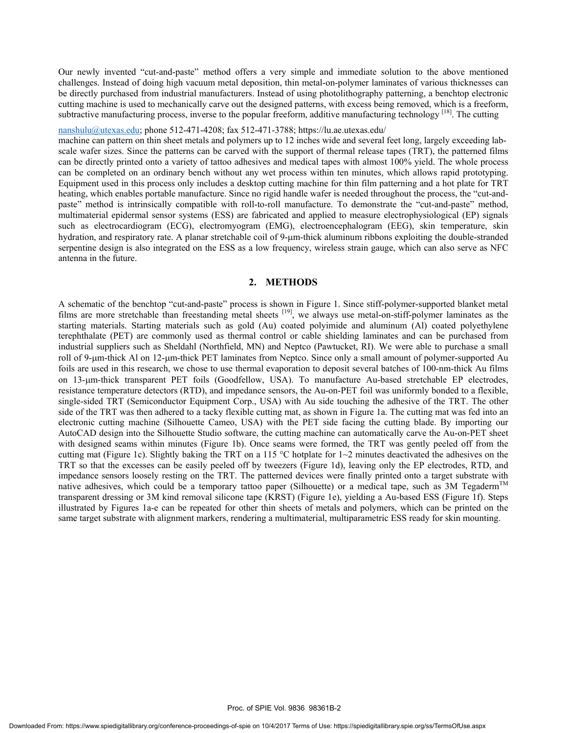Our newly invented "cut-and-paste" method offers a very simple and immediate solution to the above mentioned challenges. Instead of doing high vacuum metal deposition, thin metal-on-polymer laminates of various thicknesses can be directly purchased from industrial manufacturers. Instead of using photolithography patterning, a benchtop electronic cutting machine is used to mechanically carve out the designed patterns, with excess being removed, which is a freeform, subtractive manufacturing process, inverse to the popular freeform, additive manufacturing technology [18]. The cutting

nanshulu@utexas.edu; phone 512-471-4208; fax 512-471-3788; https://lu.ae.utexas.edu/

machine can pattern on thin sheet metals and polymers up to 12 inches wide and several feet long, largely exceeding lab-scale wafer sizes. Since the patterns can be carved with the support of thermal release tapes (TRT), the patterned films can be directly printed onto a variety of tattoo adhesives and medical tapes with almost 100% yield. The whole process can be completed on an ordinary bench without any wet process within ten minutes, which allows rapid prototyping. Equipment used in this process only includes a desktop cutting machine for thin film patterning and a hot plate for TRT heating, which enables portable manufacture. Since no rigid handle wafer is needed throughout the process, the "cut-and-paste" method is intrinsically compatible with roll-to-roll manufacture. To demonstrate the "cut-and-paste" method, multimaterial epidermal sensor systems (ESS) are fabricated and applied to measure electrophysiological (EP) signals such as electrocardiogram (ECG), electromyogram (EMG), electroencephalogram (EEG), skin temperature, skin hydration, and respiratory rate. A planar stretchable coil of 9-μm-thick aluminum ribbons exploiting the double-stranded serpentine design is also integrated on the ESS as a low frequency, wireless strain gauge, which can also serve as NFC antenna in the future.

## 2. METHODS

A schematic of the benchtop "cut-and-paste" process is shown in Figure 1. Since stiff-polymer-supported blanket metal films are more stretchable than freestanding metal sheets [19], we always use metal-on-stiff-polymer laminates as the starting materials. Starting materials such as gold (Au) coated polyimide and aluminum (Al) coated polyethylene terephthalate (PET) are commonly used as thermal control or cable shielding laminates and can be purchased from industrial suppliers such as Sheldahl (Northfield, MN) and Neptco (Pawtucket, RI). We were able to purchase a small roll of 9-μm-thick Al on 12-μm-thick PET laminates from Neptco. Since only a small amount of polymer-supported Au foils are used in this research, we chose to use thermal evaporation to deposit several batches of 100-nm-thick Au films on 13-μm-thick transparent PET foils (Goodfellow, USA). To manufacture Au-based stretchable EP electrodes, resistance temperature detectors (RTD), and impedance sensors, the Au-on-PET foil was uniformly bonded to a flexible, single-sided TRT (Semiconductor Equipment Corp., USA) with Au side touching the adhesive of the TRT. The other side of the TRT was then adhered to a tacky flexible cutting mat, as shown in Figure 1a. The cutting mat was fed into an electronic cutting machine (Silhouette Cameo, USA) with the PET side facing the cutting blade. By importing our AutoCAD design into the Silhouette Studio software, the cutting machine can automatically carve the Au-on-PET sheet with designed seams within minutes (Figure 1b). Once seams were formed, the TRT was gently peeled off from the cutting mat (Figure 1c). Slightly baking the TRT on a 115 °C hotplate for 1~2 minutes deactivated the adhesives on the TRT so that the excesses can be easily peeled off by tweezers (Figure 1d), leaving only the EP electrodes, RTD, and impedance sensors loosely resting on the TRT. The patterned devices were finally printed onto a target substrate with native adhesives, which could be a temporary tattoo paper (Silhouette) or a medical tape, such as 3M Tegaderm™ transparent dressing or 3M kind removal silicone tape (KRST) (Figure 1e), yielding a Au-based ESS (Figure 1f). Steps illustrated by Figures 1a-e can be repeated for other thin sheets of metals and polymers, which can be printed on the same target substrate with alignment markers, rendering a multimaterial, multiparametric ESS ready for skin mounting.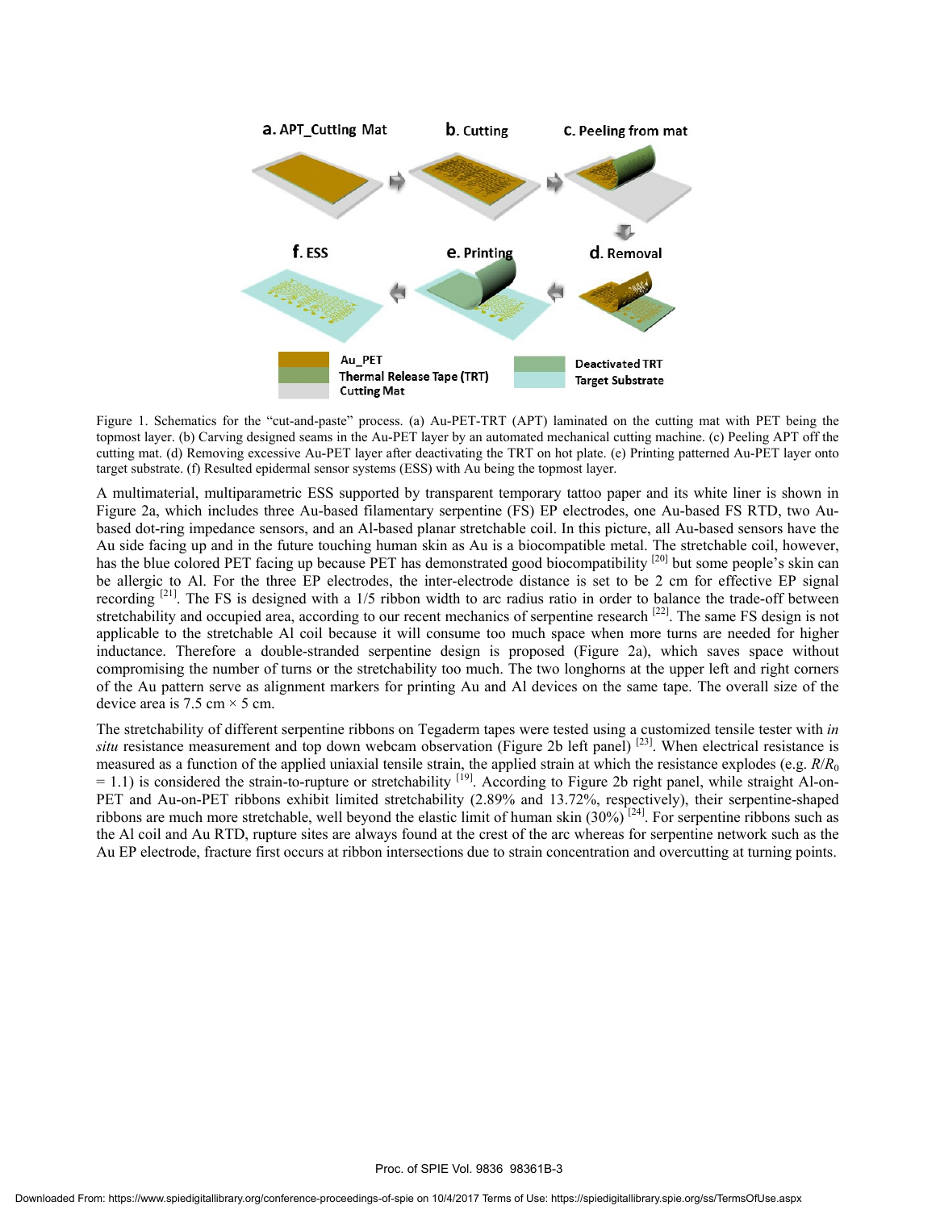Figure 1. Schematics for the "cut-and-paste" process. (a) Au-PET-TRT (APT) laminated on the cutting mat with PET being the topmost layer. (b) Carving designed seams in the Au-PET layer by an automated mechanical cutting machine. (c) Peeling APT off the cutting mat. (d) Removing excessive Au-PET layer after deactivating the TRT on hot plate. (e) Printing patterned Au-PET layer onto target substrate. (f) Resulted epidermal sensor systems (ESS) with Au being the topmost layer.

A multimaterial, multiparametric ESS supported by transparent temporary tattoo paper and its white liner is shown in Figure 2a, which includes three Au-based filamentary serpentine (FS) EP electrodes, one Au-based FS RTD, two Au-based dot-ring impedance sensors, and an Al-based planar stretchable coil. In this picture, all Au-based sensors have the Au side facing up and in the future touching human skin as Au is a biocompatible metal. The stretchable coil, however, has the blue colored PET facing up because PET has demonstrated good biocompatibility [20] but some people's skin can be allergic to Al. For the three EP electrodes, the inter-electrode distance is set to be 2 cm for effective EP signal recording [21]. The FS is designed with a 1/5 ribbon width to arc radius ratio in order to balance the trade-off between stretchability and occupied area, according to our recent mechanics of serpentine research [22]. The same FS design is not applicable to the stretchable Al coil because it will consume too much space when more turns are needed for higher inductance. Therefore a double-stranded serpentine design is proposed (Figure 2a), which saves space without compromising the number of turns or the stretchability too much. The two longhorns at the upper left and right corners of the Au pattern serve as alignment markers for printing Au and Al devices on the same tape. The overall size of the device area is 7.5 cm × 5 cm.

The stretchability of different serpentine ribbons on Tegaderm tapes were tested using a customized tensile tester with *in situ* resistance measurement and top down webcam observation (Figure 2b left panel) [23]. When electrical resistance is measured as a function of the applied uniaxial tensile strain, the applied strain at which the resistance explodes (e.g. $R/R_0 = 1.1$) is considered the strain-to-rupture or stretchability [19]. According to Figure 2b right panel, while straight Al-on-PET and Au-on-PET ribbons exhibit limited stretchability (2.89% and 13.72%, respectively), their serpentine-shaped ribbons are much more stretchable, well beyond the elastic limit of human skin (30%) [24]. For serpentine ribbons such as the Al coil and Au RTD, rupture sites are always found at the crest of the arc whereas for serpentine network such as the Au EP electrode, fracture first occurs at ribbon intersections due to strain concentration and overcutting at turning points.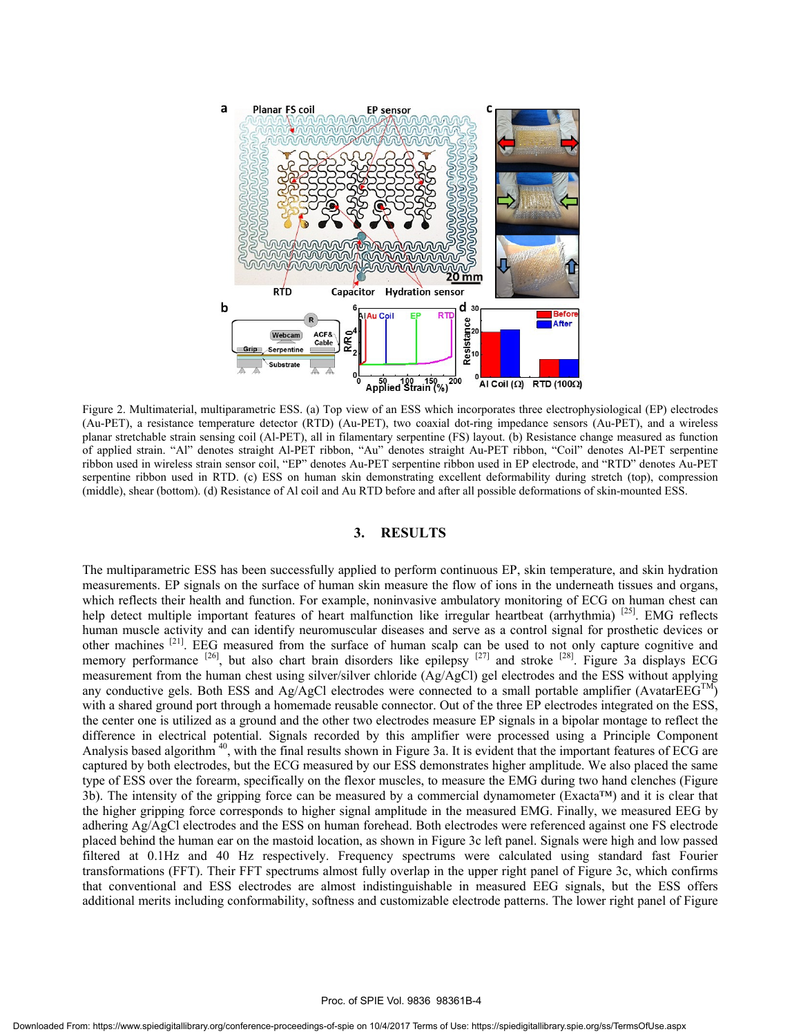a Planar FS coil EP sensor c

RTD Capacitor Hydration sensor

20 mm

b

R

Webcam ACF& Cable

Grip Serpentine

Substrate

6 Al Au Coil EP RTD

R/R0

Applied Strain (%)

0 50 100 150 200

d 30 Before After

Resistance

Al Coil (Ω) RTD (100Ω)

Figure 2. Multimaterial, multiparametric ESS. (a) Top view of an ESS which incorporates three electrophysiological (EP) electrodes (Au-PET), a resistance temperature detector (RTD) (Au-PET), two coaxial dot-ring impedance sensors (Au-PET), and a wireless planar stretchable strain sensing coil (Al-PET), all in filamentary serpentine (FS) layout. (b) Resistance change measured as function of applied strain. "Al" denotes straight Al-PET ribbon, "Au" denotes straight Au-PET ribbon, "Coil" denotes Al-PET serpentine ribbon used in wireless strain sensor coil, "EP" denotes Au-PET serpentine ribbon used in EP electrode, and "RTD" denotes Au-PET serpentine ribbon used in RTD. (c) ESS on human skin demonstrating excellent deformability during stretch (top), compression (middle), shear (bottom). (d) Resistance of Al coil and Au RTD before and after all possible deformations of skin-mounted ESS.

## 3. RESULTS

The multiparametric ESS has been successfully applied to perform continuous EP, skin temperature, and skin hydration measurements. EP signals on the surface of human skin measure the flow of ions in the underneath tissues and organs, which reflects their health and function. For example, noninvasive ambulatory monitoring of ECG on human chest can help detect multiple important features of heart malfunction like irregular heartbeat (arrhythmia) [25]. EMG reflects human muscle activity and can identify neuromuscular diseases and serve as a control signal for prosthetic devices or other machines [21]. EEG measured from the surface of human scalp can be used to not only capture cognitive and memory performance [26], but also chart brain disorders like epilepsy [27] and stroke [28]. Figure 3a displays ECG measurement from the human chest using silver/silver chloride (Ag/AgCl) gel electrodes and the ESS without applying any conductive gels. Both ESS and Ag/AgCl electrodes were connected to a small portable amplifier (AvatarEEG™) with a shared ground port through a homemade reusable connector. Out of the three EP electrodes integrated on the ESS, the center one is utilized as a ground and the other two electrodes measure EP signals in a bipolar montage to reflect the difference in electrical potential. Signals recorded by this amplifier were processed using a Principle Component Analysis based algorithm [40], with the final results shown in Figure 3a. It is evident that the important features of ECG are captured by both electrodes, but the ECG measured by our ESS demonstrates higher amplitude. We also placed the same type of ESS over the forearm, specifically on the flexor muscles, to measure the EMG during two hand clenches (Figure 3b). The intensity of the gripping force can be measured by a commercial dynamometer (Exacta™) and it is clear that the higher gripping force corresponds to higher signal amplitude in the measured EMG. Finally, we measured EEG by adhering Ag/AgCl electrodes and the ESS on human forehead. Both electrodes were referenced against one FS electrode placed behind the human ear on the mastoid location, as shown in Figure 3c left panel. Signals were high and low passed filtered at 0.1Hz and 40 Hz respectively. Frequency spectrums were calculated using standard fast Fourier transformations (FFT). Their FFT spectrums almost fully overlap in the upper right panel of Figure 3c, which confirms that conventional and ESS electrodes are almost indistinguishable in measured EEG signals, but the ESS offers additional merits including conformability, softness and customizable electrode patterns. The lower right panel of Figure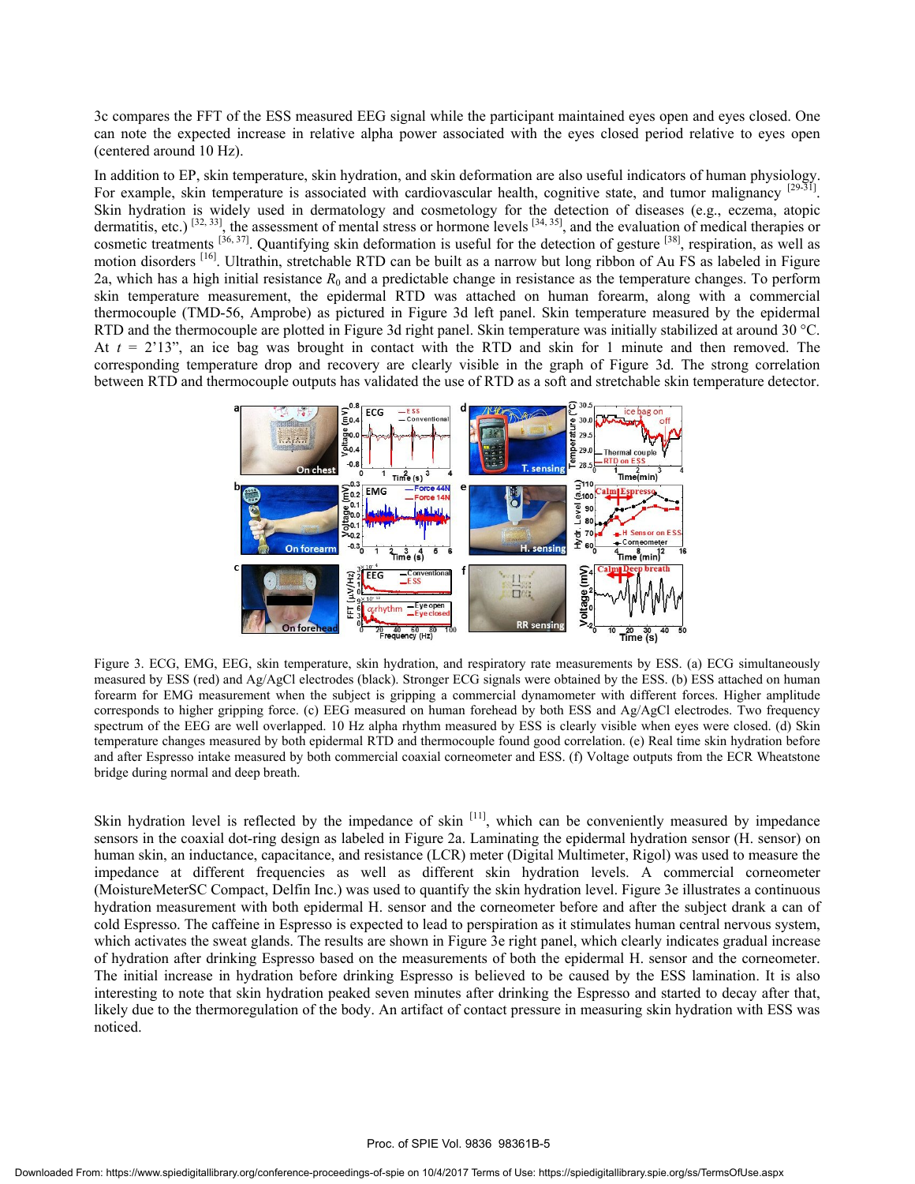3c compares the FFT of the ESS measured EEG signal while the participant maintained eyes open and eyes closed. One can note the expected increase in relative alpha power associated with the eyes closed period relative to eyes open (centered around 10 Hz).

In addition to EP, skin temperature, skin hydration, and skin deformation are also useful indicators of human physiology. For example, skin temperature is associated with cardiovascular health, cognitive state, and tumor malignancy [29-31]. Skin hydration is widely used in dermatology and cosmetology for the detection of diseases (e.g., eczema, atopic dermatitis, etc.) [32, 33], the assessment of mental stress or hormone levels [34, 35], and the evaluation of medical therapies or cosmetic treatments [36, 37]. Quantifying skin deformation is useful for the detection of gesture [38], respiration, as well as motion disorders [16]. Ultrathin, stretchable RTD can be built as a narrow but long ribbon of Au FS as labeled in Figure 2a, which has a high initial resistance $R_0$ and a predictable change in resistance as the temperature changes. To perform skin temperature measurement, the epidermal RTD was attached on human forearm, along with a commercial thermocouple (TMD-56, Amprobe) as pictured in Figure 3d left panel. Skin temperature measured by the epidermal RTD and the thermocouple are plotted in Figure 3d right panel. Skin temperature was initially stabilized at around 30 °C. At $t$ = 2'13", an ice bag was brought in contact with the RTD and skin for 1 minute and then removed. The corresponding temperature drop and recovery are clearly visible in the graph of Figure 3d. The strong correlation between RTD and thermocouple outputs has validated the use of RTD as a soft and stretchable skin temperature detector.

Figure 3. ECG, EMG, EEG, skin temperature, skin hydration, and respiratory rate measurements by ESS. (a) ECG simultaneously measured by ESS (red) and Ag/AgCl electrodes (black). Stronger ECG signals were obtained by the ESS. (b) ESS attached on human forearm for EMG measurement when the subject is gripping a commercial dynamometer with different forces. Higher amplitude corresponds to higher gripping force. (c) EEG measured on human forehead by both ESS and Ag/AgCl electrodes. Two frequency spectrum of the EEG are well overlapped. 10 Hz alpha rhythm measured by ESS is clearly visible when eyes were closed. (d) Skin temperature changes measured by both epidermal RTD and thermocouple found good correlation. (e) Real time skin hydration before and after Espresso intake measured by both commercial coaxial corneometer and ESS. (f) Voltage outputs from the ECR Wheatstone bridge during normal and deep breath.

Skin hydration level is reflected by the impedance of skin [11], which can be conveniently measured by impedance sensors in the coaxial dot-ring design as labeled in Figure 2a. Laminating the epidermal hydration sensor (H. sensor) on human skin, an inductance, capacitance, and resistance (LCR) meter (Digital Multimeter, Rigol) was used to measure the impedance at different frequencies as well as different skin hydration levels. A commercial corneometer (MoistureMeterSC Compact, Delfin Inc.) was used to quantify the skin hydration level. Figure 3e illustrates a continuous hydration measurement with both epidermal H. sensor and the corneometer before and after the subject drank a can of cold Espresso. The caffeine in Espresso is expected to lead to perspiration as it stimulates human central nervous system, which activates the sweat glands. The results are shown in Figure 3e right panel, which clearly indicates gradual increase of hydration after drinking Espresso based on the measurements of both the epidermal H. sensor and the corneometer. The initial increase in hydration before drinking Espresso is believed to be caused by the ESS lamination. It is also interesting to note that skin hydration peaked seven minutes after drinking the Espresso and started to decay after that, likely due to the thermoregulation of the body. An artifact of contact pressure in measuring skin hydration with ESS was noticed.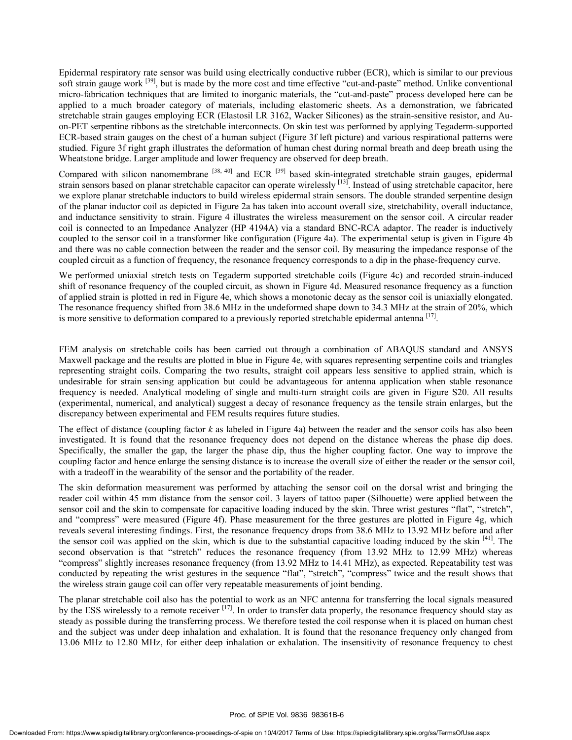Epidermal respiratory rate sensor was build using electrically conductive rubber (ECR), which is similar to our previous soft strain gauge work [39], but is made by the more cost and time effective "cut-and-paste" method. Unlike conventional micro-fabrication techniques that are limited to inorganic materials, the "cut-and-paste" process developed here can be applied to a much broader category of materials, including elastomeric sheets. As a demonstration, we fabricated stretchable strain gauges employing ECR (Elastosil LR 3162, Wacker Silicones) as the strain-sensitive resistor, and Au-on-PET serpentine ribbons as the stretchable interconnects. On skin test was performed by applying Tegaderm-supported ECR-based strain gauges on the chest of a human subject (Figure 3f left picture) and various respirational patterns were studied. Figure 3f right graph illustrates the deformation of human chest during normal breath and deep breath using the Wheatstone bridge. Larger amplitude and lower frequency are observed for deep breath.

Compared with silicon nanomembrane [38, 40] and ECR [39] based skin-integrated stretchable strain gauges, epidermal strain sensors based on planar stretchable capacitor can operate wirelessly [13]. Instead of using stretchable capacitor, here we explore planar stretchable inductors to build wireless epidermal strain sensors. The double stranded serpentine design of the planar inductor coil as depicted in Figure 2a has taken into account overall size, stretchability, overall inductance, and inductance sensitivity to strain. Figure 4 illustrates the wireless measurement on the sensor coil. A circular reader coil is connected to an Impedance Analyzer (HP 4194A) via a standard BNC-RCA adaptor. The reader is inductively coupled to the sensor coil in a transformer like configuration (Figure 4a). The experimental setup is given in Figure 4b and there was no cable connection between the reader and the sensor coil. By measuring the impedance response of the coupled circuit as a function of frequency, the resonance frequency corresponds to a dip in the phase-frequency curve.

We performed uniaxial stretch tests on Tegaderm supported stretchable coils (Figure 4c) and recorded strain-induced shift of resonance frequency of the coupled circuit, as shown in Figure 4d. Measured resonance frequency as a function of applied strain is plotted in red in Figure 4e, which shows a monotonic decay as the sensor coil is uniaxially elongated. The resonance frequency shifted from 38.6 MHz in the undeformed shape down to 34.3 MHz at the strain of 20%, which is more sensitive to deformation compared to a previously reported stretchable epidermal antenna [17].

FEM analysis on stretchable coils has been carried out through a combination of ABAQUS standard and ANSYS Maxwell package and the results are plotted in blue in Figure 4e, with squares representing serpentine coils and triangles representing straight coils. Comparing the two results, straight coil appears less sensitive to applied strain, which is undesirable for strain sensing application but could be advantageous for antenna application when stable resonance frequency is needed. Analytical modeling of single and multi-turn straight coils are given in Figure S20. All results (experimental, numerical, and analytical) suggest a decay of resonance frequency as the tensile strain enlarges, but the discrepancy between experimental and FEM results requires future studies.

The effect of distance (coupling factor *k* as labeled in Figure 4a) between the reader and the sensor coils has also been investigated. It is found that the resonance frequency does not depend on the distance whereas the phase dip does. Specifically, the smaller the gap, the larger the phase dip, thus the higher coupling factor. One way to improve the coupling factor and hence enlarge the sensing distance is to increase the overall size of either the reader or the sensor coil, with a tradeoff in the wearability of the sensor and the portability of the reader.

The skin deformation measurement was performed by attaching the sensor coil on the dorsal wrist and bringing the reader coil within 45 mm distance from the sensor coil. 3 layers of tattoo paper (Silhouette) were applied between the sensor coil and the skin to compensate for capacitive loading induced by the skin. Three wrist gestures "flat", "stretch", and "compress" were measured (Figure 4f). Phase measurement for the three gestures are plotted in Figure 4g, which reveals several interesting findings. First, the resonance frequency drops from 38.6 MHz to 13.92 MHz before and after the sensor coil was applied on the skin, which is due to the substantial capacitive loading induced by the skin [41]. The second observation is that "stretch" reduces the resonance frequency (from 13.92 MHz to 12.99 MHz) whereas "compress" slightly increases resonance frequency (from 13.92 MHz to 14.41 MHz), as expected. Repeatability test was conducted by repeating the wrist gestures in the sequence "flat", "stretch", "compress" twice and the result shows that the wireless strain gauge coil can offer very repeatable measurements of joint bending.

The planar stretchable coil also has the potential to work as an NFC antenna for transferring the local signals measured by the ESS wirelessly to a remote receiver [17]. In order to transfer data properly, the resonance frequency should stay as steady as possible during the transferring process. We therefore tested the coil response when it is placed on human chest and the subject was under deep inhalation and exhalation. It is found that the resonance frequency only changed from 13.06 MHz to 12.80 MHz, for either deep inhalation or exhalation. The insensitivity of resonance frequency to chest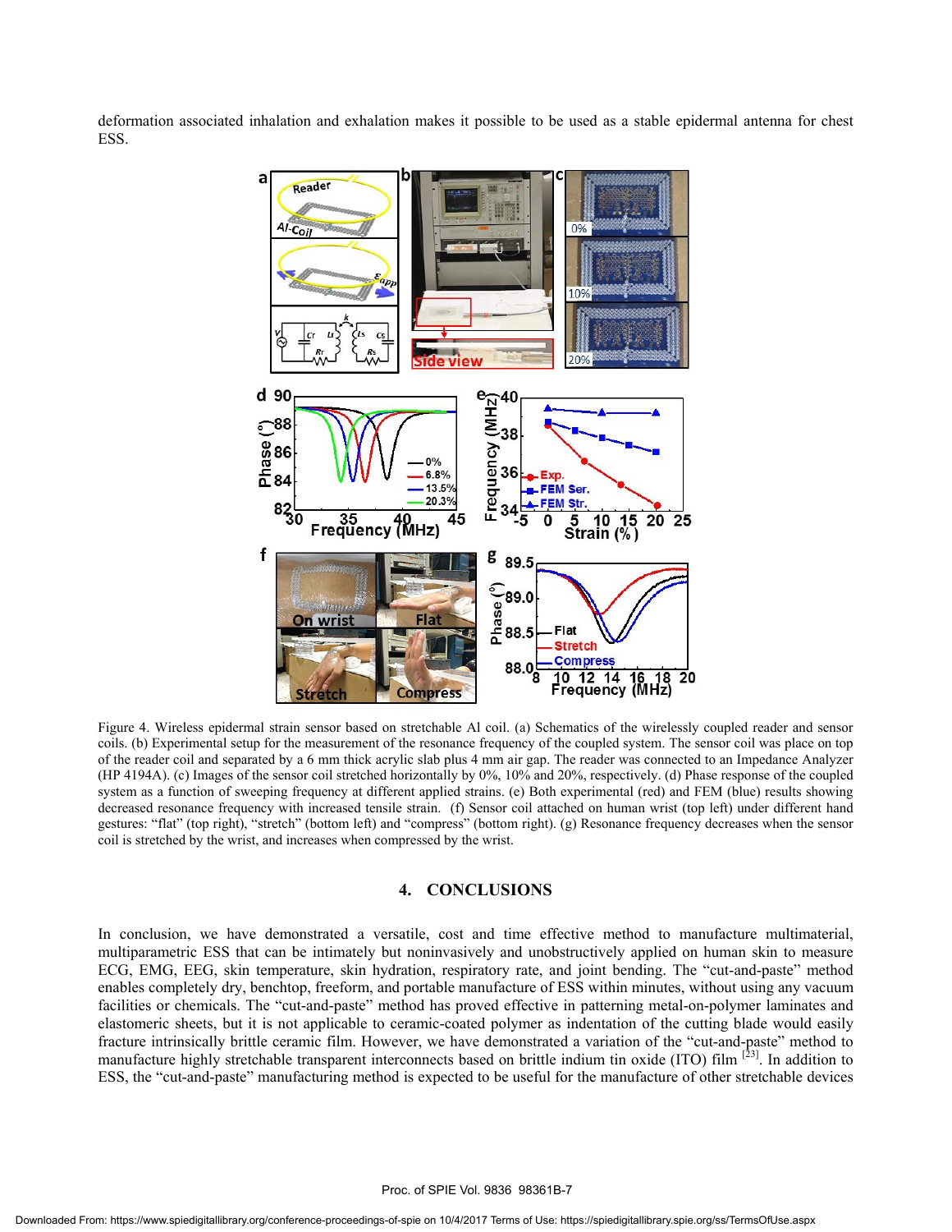deformation associated inhalation and exhalation makes it possible to be used as a stable epidermal antenna for chest ESS.

Figure 4. Wireless epidermal strain sensor based on stretchable Al coil. (a) Schematics of the wirelessly coupled reader and sensor coils. (b) Experimental setup for the measurement of the resonance frequency of the coupled system. The sensor coil was place on top of the reader coil and separated by a 6 mm thick acrylic slab plus 4 mm air gap. The reader was connected to an Impedance Analyzer (HP 4194A). (c) Images of the sensor coil stretched horizontally by 0%, 10% and 20%, respectively. (d) Phase response of the coupled system as a function of sweeping frequency at different applied strains. (e) Both experimental (red) and FEM (blue) results showing decreased resonance frequency with increased tensile strain. (f) Sensor coil attached on human wrist (top left) under different hand gestures: "flat" (top right), "stretch" (bottom left) and "compress" (bottom right). (g) Resonance frequency decreases when the sensor coil is stretched by the wrist, and increases when compressed by the wrist.

## 4. CONCLUSIONS

In conclusion, we have demonstrated a versatile, cost and time effective method to manufacture multimaterial, multiparametric ESS that can be intimately but noninvasively and unobstructively applied on human skin to measure ECG, EMG, EEG, skin temperature, skin hydration, respiratory rate, and joint bending. The "cut-and-paste" method enables completely dry, benchtop, freeform, and portable manufacture of ESS within minutes, without using any vacuum facilities or chemicals. The "cut-and-paste" method has proved effective in patterning metal-on-polymer laminates and elastomeric sheets, but it is not applicable to ceramic-coated polymer as indentation of the cutting blade would easily fracture intrinsically brittle ceramic film. However, we have demonstrated a variation of the "cut-and-paste" method to manufacture highly stretchable transparent interconnects based on brittle indium tin oxide (ITO) film [23]. In addition to ESS, the "cut-and-paste" manufacturing method is expected to be useful for the manufacture of other stretchable devices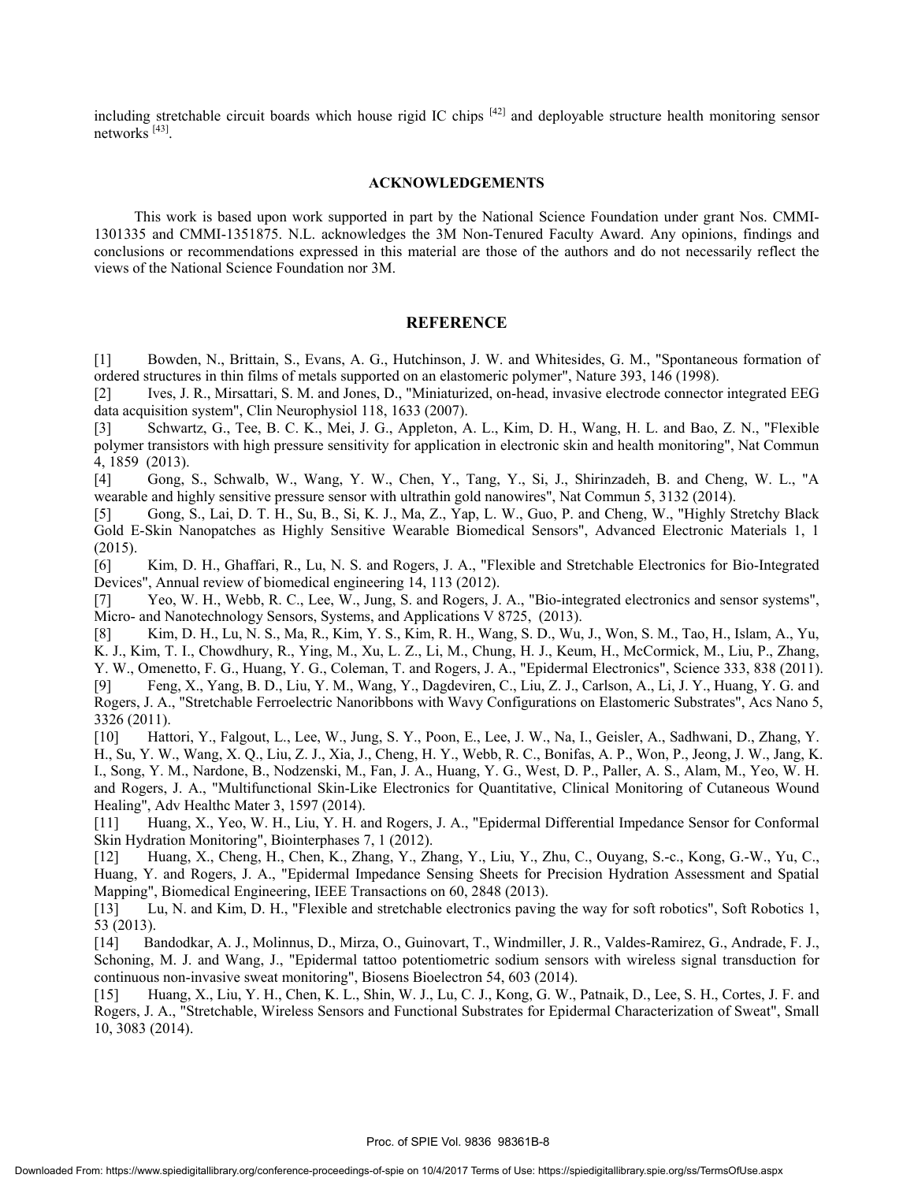including stretchable circuit boards which house rigid IC chips [42] and deployable structure health monitoring sensor networks [43].

## ACKNOWLEDGEMENTS

This work is based upon work supported in part by the National Science Foundation under grant Nos. CMMI-1301335 and CMMI-1351875. N.L. acknowledges the 3M Non-Tenured Faculty Award. Any opinions, findings and conclusions or recommendations expressed in this material are those of the authors and do not necessarily reflect the views of the National Science Foundation nor 3M.

## REFERENCE

[1] Bowden, N., Brittain, S., Evans, A. G., Hutchinson, J. W. and Whitesides, G. M., "Spontaneous formation of ordered structures in thin films of metals supported on an elastomeric polymer", Nature 393, 146 (1998).

[2] Ives, J. R., Mirsattari, S. M. and Jones, D., "Miniaturized, on-head, invasive electrode connector integrated EEG data acquisition system", Clin Neurophysiol 118, 1633 (2007).

[3] Schwartz, G., Tee, B. C. K., Mei, J. G., Appleton, A. L., Kim, D. H., Wang, H. L. and Bao, Z. N., "Flexible polymer transistors with high pressure sensitivity for application in electronic skin and health monitoring", Nat Commun 4, 1859 (2013).

[4] Gong, S., Schwalb, W., Wang, Y. W., Chen, Y., Tang, Y., Si, J., Shirinzadeh, B. and Cheng, W. L., "A wearable and highly sensitive pressure sensor with ultrathin gold nanowires", Nat Commun 5, 3132 (2014).

[5] Gong, S., Lai, D. T. H., Su, B., Si, K. J., Ma, Z., Yap, L. W., Guo, P. and Cheng, W., "Highly Stretchy Black Gold E-Skin Nanopatches as Highly Sensitive Wearable Biomedical Sensors", Advanced Electronic Materials 1, 1 (2015).

[6] Kim, D. H., Ghaffari, R., Lu, N. S. and Rogers, J. A., "Flexible and Stretchable Electronics for Bio-Integrated Devices", Annual review of biomedical engineering 14, 113 (2012).

[7] Yeo, W. H., Webb, R. C., Lee, W., Jung, S. and Rogers, J. A., "Bio-integrated electronics and sensor systems", Micro- and Nanotechnology Sensors, Systems, and Applications V 8725, (2013).

[8] Kim, D. H., Lu, N. S., Ma, R., Kim, Y. S., Kim, R. H., Wang, S. D., Wu, J., Won, S. M., Tao, H., Islam, A., Yu, K. J., Kim, T. I., Chowdhury, R., Ying, M., Xu, L. Z., Li, M., Chung, H. J., Keum, H., McCormick, M., Liu, P., Zhang, Y. W., Omenetto, F. G., Huang, Y. G., Coleman, T. and Rogers, J. A., "Epidermal Electronics", Science 333, 838 (2011).

[9] Feng, X., Yang, B. D., Liu, Y. M., Wang, Y., Dagdeviren, C., Liu, Z. J., Carlson, A., Li, J. Y., Huang, Y. G. and Rogers, J. A., "Stretchable Ferroelectric Nanoribbons with Wavy Configurations on Elastomeric Substrates", Acs Nano 5, 3326 (2011).

[10] Hattori, Y., Falgout, L., Lee, W., Jung, S. Y., Poon, E., Lee, J. W., Na, I., Geisler, A., Sadhwani, D., Zhang, Y. H., Su, Y. W., Wang, X. Q., Liu, Z. J., Xia, J., Cheng, H. Y., Webb, R. C., Bonifas, A. P., Won, P., Jeong, J. W., Jang, K. I., Song, Y. M., Nardone, B., Nodzenski, M., Fan, J. A., Huang, Y. G., West, D. P., Paller, A. S., Alam, M., Yeo, W. H. and Rogers, J. A., "Multifunctional Skin-Like Electronics for Quantitative, Clinical Monitoring of Cutaneous Wound Healing", Adv Healthc Mater 3, 1597 (2014).

[11] Huang, X., Yeo, W. H., Liu, Y. H. and Rogers, J. A., "Epidermal Differential Impedance Sensor for Conformal Skin Hydration Monitoring", Biointerphases 7, 1 (2012).

[12] Huang, X., Cheng, H., Chen, K., Zhang, Y., Zhang, Y., Liu, Y., Zhu, C., Ouyang, S.-c., Kong, G.-W., Yu, C., Huang, Y. and Rogers, J. A., "Epidermal Impedance Sensing Sheets for Precision Hydration Assessment and Spatial Mapping", Biomedical Engineering, IEEE Transactions on 60, 2848 (2013).

[13] Lu, N. and Kim, D. H., "Flexible and stretchable electronics paving the way for soft robotics", Soft Robotics 1, 53 (2013).

[14] Bandodkar, A. J., Molinnus, D., Mirza, O., Guinovart, T., Windmiller, J. R., Valdes-Ramirez, G., Andrade, F. J., Schoning, M. J. and Wang, J., "Epidermal tattoo potentiometric sodium sensors with wireless signal transduction for continuous non-invasive sweat monitoring", Biosens Bioelectron 54, 603 (2014).

[15] Huang, X., Liu, Y. H., Chen, K. L., Shin, W. J., Lu, C. J., Kong, G. W., Patnaik, D., Lee, S. H., Cortes, J. F. and Rogers, J. A., "Stretchable, Wireless Sensors and Functional Substrates for Epidermal Characterization of Sweat", Small 10, 3083 (2014).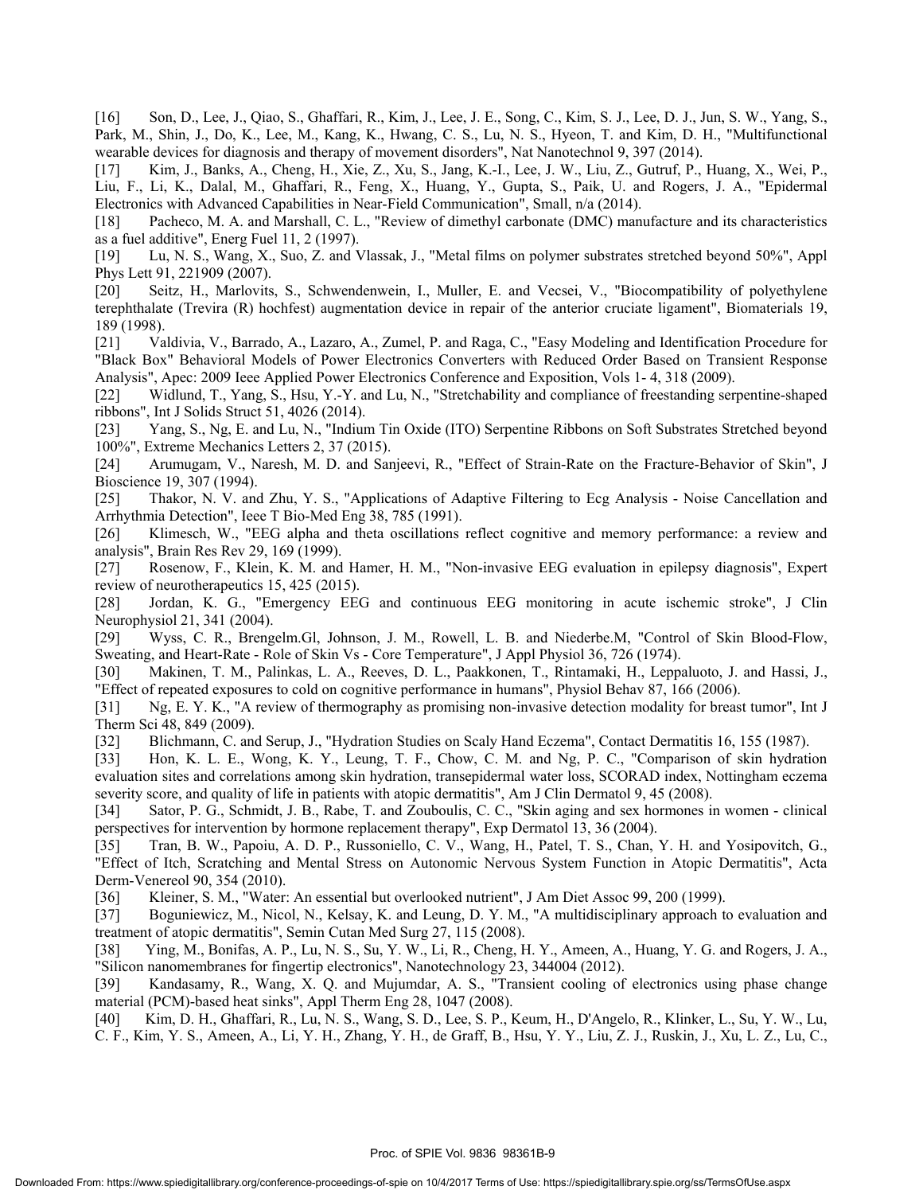[16] Son, D., Lee, J., Qiao, S., Ghaffari, R., Kim, J., Lee, J. E., Song, C., Kim, S. J., Lee, D. J., Jun, S. W., Yang, S., Park, M., Shin, J., Do, K., Lee, M., Kang, K., Hwang, C. S., Lu, N. S., Hyeon, T. and Kim, D. H., "Multifunctional wearable devices for diagnosis and therapy of movement disorders", Nat Nanotechnol 9, 397 (2014).

[17] Kim, J., Banks, A., Cheng, H., Xie, Z., Xu, S., Jang, K.-I., Lee, J. W., Liu, Z., Gutruf, P., Huang, X., Wei, P., Liu, F., Li, K., Dalal, M., Ghaffari, R., Feng, X., Huang, Y., Gupta, S., Paik, U. and Rogers, J. A., "Epidermal Electronics with Advanced Capabilities in Near-Field Communication", Small, n/a (2014).

[18] Pacheco, M. A. and Marshall, C. L., "Review of dimethyl carbonate (DMC) manufacture and its characteristics as a fuel additive", Energ Fuel 11, 2 (1997).

[19] Lu, N. S., Wang, X., Suo, Z. and Vlassak, J., "Metal films on polymer substrates stretched beyond 50%", Appl Phys Lett 91, 221909 (2007).

[20] Seitz, H., Marlovits, S., Schwendenwein, I., Muller, E. and Vecsei, V., "Biocompatibility of polyethylene terephthalate (Trevira (R) hochfest) augmentation device in repair of the anterior cruciate ligament", Biomaterials 19, 189 (1998).

[21] Valdivia, V., Barrado, A., Lazaro, A., Zumel, P. and Raga, C., "Easy Modeling and Identification Procedure for "Black Box" Behavioral Models of Power Electronics Converters with Reduced Order Based on Transient Response Analysis", Apec: 2009 Ieee Applied Power Electronics Conference and Exposition, Vols 1- 4, 318 (2009).

[22] Widlund, T., Yang, S., Hsu, Y.-Y. and Lu, N., "Stretchability and compliance of freestanding serpentine-shaped ribbons", Int J Solids Struct 51, 4026 (2014).

[23] Yang, S., Ng, E. and Lu, N., "Indium Tin Oxide (ITO) Serpentine Ribbons on Soft Substrates Stretched beyond 100%", Extreme Mechanics Letters 2, 37 (2015).

[24] Arumugam, V., Naresh, M. D. and Sanjeevi, R., "Effect of Strain-Rate on the Fracture-Behavior of Skin", J Bioscience 19, 307 (1994).

[25] Thakor, N. V. and Zhu, Y. S., "Applications of Adaptive Filtering to Ecg Analysis - Noise Cancellation and Arrhythmia Detection", Ieee T Bio-Med Eng 38, 785 (1991).

[26] Klimesch, W., "EEG alpha and theta oscillations reflect cognitive and memory performance: a review and analysis", Brain Res Rev 29, 169 (1999).

[27] Rosenow, F., Klein, K. M. and Hamer, H. M., "Non-invasive EEG evaluation in epilepsy diagnosis", Expert review of neurotherapeutics 15, 425 (2015).

[28] Jordan, K. G., "Emergency EEG and continuous EEG monitoring in acute ischemic stroke", J Clin Neurophysiol 21, 341 (2004).

[29] Wyss, C. R., Brengelm.Gl, Johnson, J. M., Rowell, L. B. and Niederbe.M, "Control of Skin Blood-Flow, Sweating, and Heart-Rate - Role of Skin Vs - Core Temperature", J Appl Physiol 36, 726 (1974).

[30] Makinen, T. M., Palinkas, L. A., Reeves, D. L., Paakkonen, T., Rintamaki, H., Leppaluoto, J. and Hassi, J., "Effect of repeated exposures to cold on cognitive performance in humans", Physiol Behav 87, 166 (2006).

[31] Ng, E. Y. K., "A review of thermography as promising non-invasive detection modality for breast tumor", Int J Therm Sci 48, 849 (2009).

[32] Blichmann, C. and Serup, J., "Hydration Studies on Scaly Hand Eczema", Contact Dermatitis 16, 155 (1987).

[33] Hon, K. L. E., Wong, K. Y., Leung, T. F., Chow, C. M. and Ng, P. C., "Comparison of skin hydration evaluation sites and correlations among skin hydration, transepidermal water loss, SCORAD index, Nottingham eczema severity score, and quality of life in patients with atopic dermatitis", Am J Clin Dermatol 9, 45 (2008).

[34] Sator, P. G., Schmidt, J. B., Rabe, T. and Zouboulis, C. C., "Skin aging and sex hormones in women - clinical perspectives for intervention by hormone replacement therapy", Exp Dermatol 13, 36 (2004).

[35] Tran, B. W., Papoiu, A. D. P., Russoniello, C. V., Wang, H., Patel, T. S., Chan, Y. H. and Yosipovitch, G., "Effect of Itch, Scratching and Mental Stress on Autonomic Nervous System Function in Atopic Dermatitis", Acta Derm-Venereol 90, 354 (2010).

[36] Kleiner, S. M., "Water: An essential but overlooked nutrient", J Am Diet Assoc 99, 200 (1999).

[37] Boguniewicz, M., Nicol, N., Kelsay, K. and Leung, D. Y. M., "A multidisciplinary approach to evaluation and treatment of atopic dermatitis", Semin Cutan Med Surg 27, 115 (2008).

[38] Ying, M., Bonifas, A. P., Lu, N. S., Su, Y. W., Li, R., Cheng, H. Y., Ameen, A., Huang, Y. G. and Rogers, J. A., "Silicon nanomembranes for fingertip electronics", Nanotechnology 23, 344004 (2012).

[39] Kandasamy, R., Wang, X. Q. and Mujumdar, A. S., "Transient cooling of electronics using phase change material (PCM)-based heat sinks", Appl Therm Eng 28, 1047 (2008).

[40] Kim, D. H., Ghaffari, R., Lu, N. S., Wang, S. D., Lee, S. P., Keum, H., D'Angelo, R., Klinker, L., Su, Y. W., Lu, C. F., Kim, Y. S., Ameen, A., Li, Y. H., Zhang, Y. H., de Graff, B., Hsu, Y. Y., Liu, Z. J., Ruskin, J., Xu, L. Z., Lu, C.,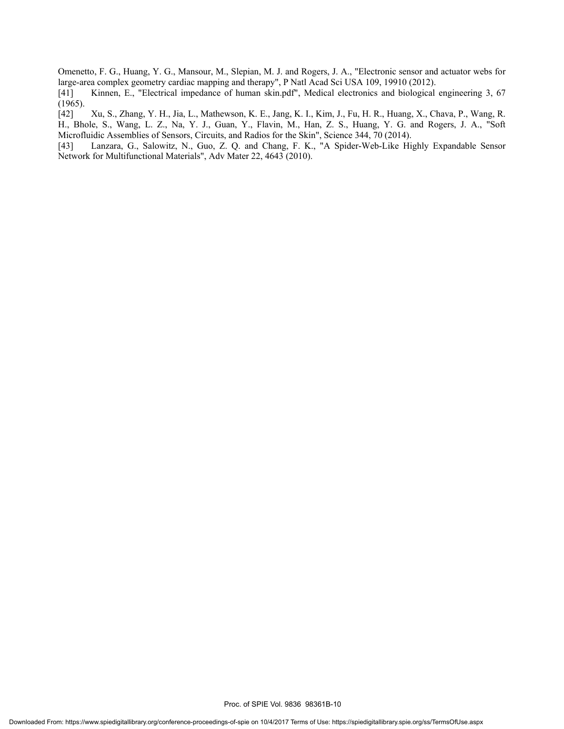Omenetto, F. G., Huang, Y. G., Mansour, M., Slepian, M. J. and Rogers, J. A., "Electronic sensor and actuator webs for large-area complex geometry cardiac mapping and therapy", P Natl Acad Sci USA 109, 19910 (2012).

[41] Kinnen, E., "Electrical impedance of human skin.pdf", Medical electronics and biological engineering 3, 67 (1965).

[42] Xu, S., Zhang, Y. H., Jia, L., Mathewson, K. E., Jang, K. I., Kim, J., Fu, H. R., Huang, X., Chava, P., Wang, R. H., Bhole, S., Wang, L. Z., Na, Y. J., Guan, Y., Flavin, M., Han, Z. S., Huang, Y. G. and Rogers, J. A., "Soft Microfluidic Assemblies of Sensors, Circuits, and Radios for the Skin", Science 344, 70 (2014).

[43] Lanzara, G., Salowitz, N., Guo, Z. Q. and Chang, F. K., "A Spider-Web-Like Highly Expandable Sensor Network for Multifunctional Materials", Adv Mater 22, 4643 (2010).